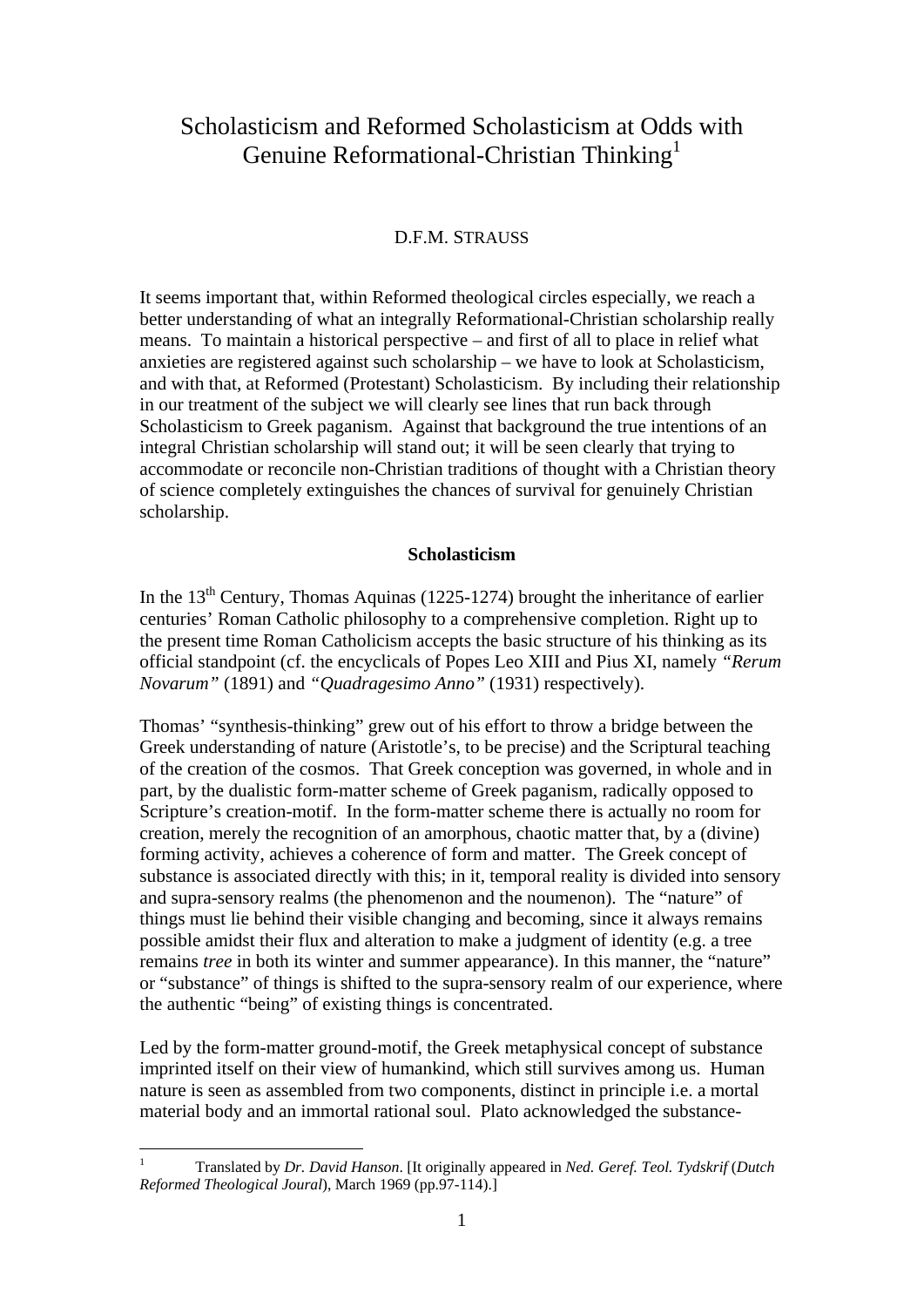# Scholasticism and Reformed Scholasticism at Odds with Genuine Reformational-Christian Thinking[1]

D.F.M. STRAUSS

It seems important that, within Reformed theological circles especially, we reach a better understanding of what an integrally Reformational-Christian scholarship really means. To maintain a historical perspective – and first of all to place in relief what anxieties are registered against such scholarship – we have to look at Scholasticism, and with that, at Reformed (Protestant) Scholasticism. By including their relationship in our treatment of the subject we will clearly see lines that run back through Scholasticism to Greek paganism. Against that background the true intentions of an integral Christian scholarship will stand out; it will be seen clearly that trying to accommodate or reconcile non-Christian traditions of thought with a Christian theory of science completely extinguishes the chances of survival for genuinely Christian scholarship.

## Scholasticism

In the 13th Century, Thomas Aquinas (1225-1274) brought the inheritance of earlier centuries' Roman Catholic philosophy to a comprehensive completion. Right up to the present time Roman Catholicism accepts the basic structure of his thinking as its official standpoint (cf. the encyclicals of Popes Leo XIII and Pius XI, namely *"Rerum Novarum"* (1891) and *"Quadragesimo Anno"* (1931) respectively).

Thomas' "synthesis-thinking" grew out of his effort to throw a bridge between the Greek understanding of nature (Aristotle's, to be precise) and the Scriptural teaching of the creation of the cosmos. That Greek conception was governed, in whole and in part, by the dualistic form-matter scheme of Greek paganism, radically opposed to Scripture's creation-motif. In the form-matter scheme there is actually no room for creation, merely the recognition of an amorphous, chaotic matter that, by a (divine) forming activity, achieves a coherence of form and matter. The Greek concept of substance is associated directly with this; in it, temporal reality is divided into sensory and supra-sensory realms (the phenomenon and the noumenon). The "nature" of things must lie behind their visible changing and becoming, since it always remains possible amidst their flux and alteration to make a judgment of identity (e.g. a tree remains *tree* in both its winter and summer appearance). In this manner, the "nature" or "substance" of things is shifted to the supra-sensory realm of our experience, where the authentic "being" of existing things is concentrated.

Led by the form-matter ground-motif, the Greek metaphysical concept of substance imprinted itself on their view of humankind, which still survives among us. Human nature is seen as assembled from two components, distinct in principle i.e. a mortal material body and an immortal rational soul. Plato acknowledged the substance-

---

[1] Translated by *Dr. David Hanson*. [It originally appeared in *Ned. Geref. Teol. Tydskrif* (*Dutch Reformed Theological Joural*), March 1969 (pp.97-114).]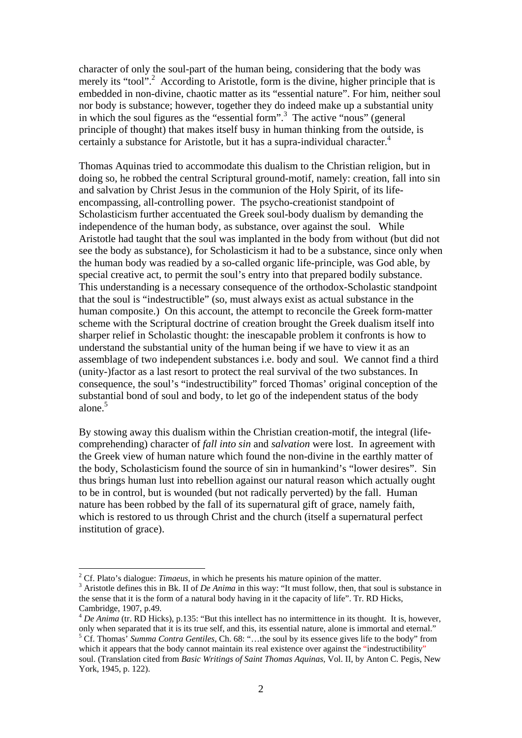character of only the soul-part of the human being, considering that the body was merely its "tool".[2] According to Aristotle, form is the divine, higher principle that is embedded in non-divine, chaotic matter as its "essential nature". For him, neither soul nor body is substance; however, together they do indeed make up a substantial unity in which the soul figures as the "essential form".[3] The active "nous" (general principle of thought) that makes itself busy in human thinking from the outside, is certainly a substance for Aristotle, but it has a supra-individual character.[4]

Thomas Aquinas tried to accommodate this dualism to the Christian religion, but in doing so, he robbed the central Scriptural ground-motif, namely: creation, fall into sin and salvation by Christ Jesus in the communion of the Holy Spirit, of its life-encompassing, all-controlling power. The psycho-creationist standpoint of Scholasticism further accentuated the Greek soul-body dualism by demanding the independence of the human body, as substance, over against the soul. While Aristotle had taught that the soul was implanted in the body from without (but did not see the body as substance), for Scholasticism it had to be a substance, since only when the human body was readied by a so-called organic life-principle, was God able, by special creative act, to permit the soul's entry into that prepared bodily substance. This understanding is a necessary consequence of the orthodox-Scholastic standpoint that the soul is "indestructible" (so, must always exist as actual substance in the human composite.) On this account, the attempt to reconcile the Greek form-matter scheme with the Scriptural doctrine of creation brought the Greek dualism itself into sharper relief in Scholastic thought: the inescapable problem it confronts is how to understand the substantial unity of the human being if we have to view it as an assemblage of two independent substances i.e. body and soul. We cannot find a third (unity-)factor as a last resort to protect the real survival of the two substances. In consequence, the soul's "indestructibility" forced Thomas' original conception of the substantial bond of soul and body, to let go of the independent status of the body alone.[5]

By stowing away this dualism within the Christian creation-motif, the integral (life-comprehending) character of *fall into sin* and *salvation* were lost. In agreement with the Greek view of human nature which found the non-divine in the earthly matter of the body, Scholasticism found the source of sin in humankind's "lower desires". Sin thus brings human lust into rebellion against our natural reason which actually ought to be in control, but is wounded (but not radically perverted) by the fall. Human nature has been robbed by the fall of its supernatural gift of grace, namely faith, which is restored to us through Christ and the church (itself a supernatural perfect institution of grace).

---

[2] Cf. Plato's dialogue: *Timaeus,* in which he presents his mature opinion of the matter.

[3] Aristotle defines this in Bk. II of *De Anima* in this way: "It must follow, then, that soul is substance in the sense that it is the form of a natural body having in it the capacity of life". Tr. RD Hicks, Cambridge, 1907, p.49.

[4] *De Anima* (tr. RD Hicks), p.135: "But this intellect has no intermittence in its thought. It is, however, only when separated that it is its true self, and this, its essential nature, alone is immortal and eternal."

[5] Cf. Thomas' *Summa Contra Gentiles,* Ch. 68: "…the soul by its essence gives life to the body" from which it appears that the body cannot maintain its real existence over against the "indestructibility" soul. (Translation cited from *Basic Writings of Saint Thomas Aquinas,* Vol. II, by Anton C. Pegis, New York, 1945, p. 122).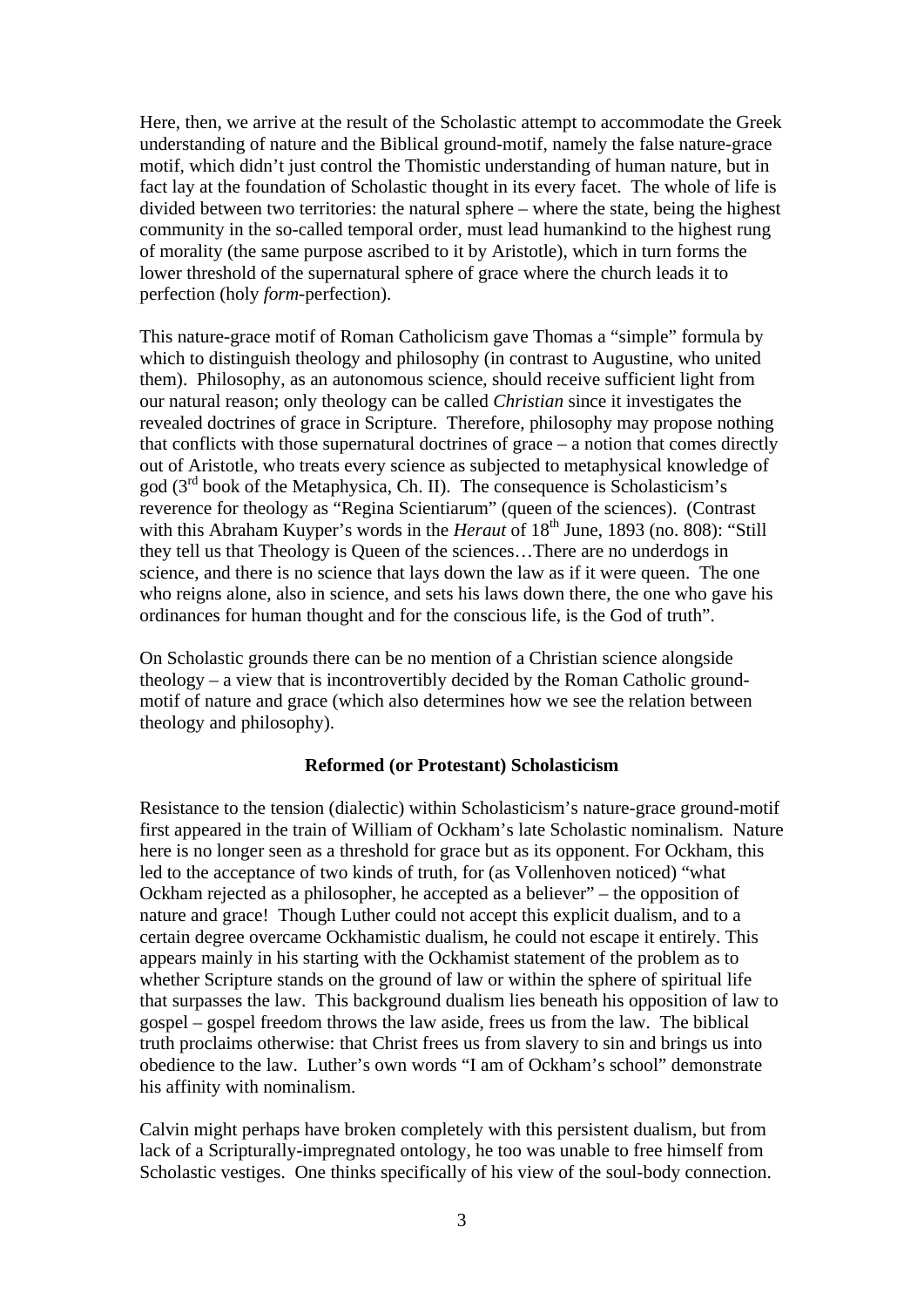Here, then, we arrive at the result of the Scholastic attempt to accommodate the Greek understanding of nature and the Biblical ground-motif, namely the false nature-grace motif, which didn't just control the Thomistic understanding of human nature, but in fact lay at the foundation of Scholastic thought in its every facet. The whole of life is divided between two territories: the natural sphere – where the state, being the highest community in the so-called temporal order, must lead humankind to the highest rung of morality (the same purpose ascribed to it by Aristotle), which in turn forms the lower threshold of the supernatural sphere of grace where the church leads it to perfection (holy *form*-perfection).

This nature-grace motif of Roman Catholicism gave Thomas a "simple" formula by which to distinguish theology and philosophy (in contrast to Augustine, who united them). Philosophy, as an autonomous science, should receive sufficient light from our natural reason; only theology can be called *Christian* since it investigates the revealed doctrines of grace in Scripture. Therefore, philosophy may propose nothing that conflicts with those supernatural doctrines of grace – a notion that comes directly out of Aristotle, who treats every science as subjected to metaphysical knowledge of god (3rd book of the Metaphysica, Ch. II). The consequence is Scholasticism's reverence for theology as "Regina Scientiarum" (queen of the sciences). (Contrast with this Abraham Kuyper's words in the *Heraut* of 18th June, 1893 (no. 808): "Still they tell us that Theology is Queen of the sciences…There are no underdogs in science, and there is no science that lays down the law as if it were queen. The one who reigns alone, also in science, and sets his laws down there, the one who gave his ordinances for human thought and for the conscious life, is the God of truth".

On Scholastic grounds there can be no mention of a Christian science alongside theology – a view that is incontrovertibly decided by the Roman Catholic ground-motif of nature and grace (which also determines how we see the relation between theology and philosophy).

### Reformed (or Protestant) Scholasticism

Resistance to the tension (dialectic) within Scholasticism's nature-grace ground-motif first appeared in the train of William of Ockham's late Scholastic nominalism. Nature here is no longer seen as a threshold for grace but as its opponent. For Ockham, this led to the acceptance of two kinds of truth, for (as Vollenhoven noticed) "what Ockham rejected as a philosopher, he accepted as a believer" – the opposition of nature and grace! Though Luther could not accept this explicit dualism, and to a certain degree overcame Ockhamistic dualism, he could not escape it entirely. This appears mainly in his starting with the Ockhamist statement of the problem as to whether Scripture stands on the ground of law or within the sphere of spiritual life that surpasses the law. This background dualism lies beneath his opposition of law to gospel – gospel freedom throws the law aside, frees us from the law. The biblical truth proclaims otherwise: that Christ frees us from slavery to sin and brings us into obedience to the law. Luther's own words "I am of Ockham's school" demonstrate his affinity with nominalism.

Calvin might perhaps have broken completely with this persistent dualism, but from lack of a Scripturally-impregnated ontology, he too was unable to free himself from Scholastic vestiges. One thinks specifically of his view of the soul-body connection.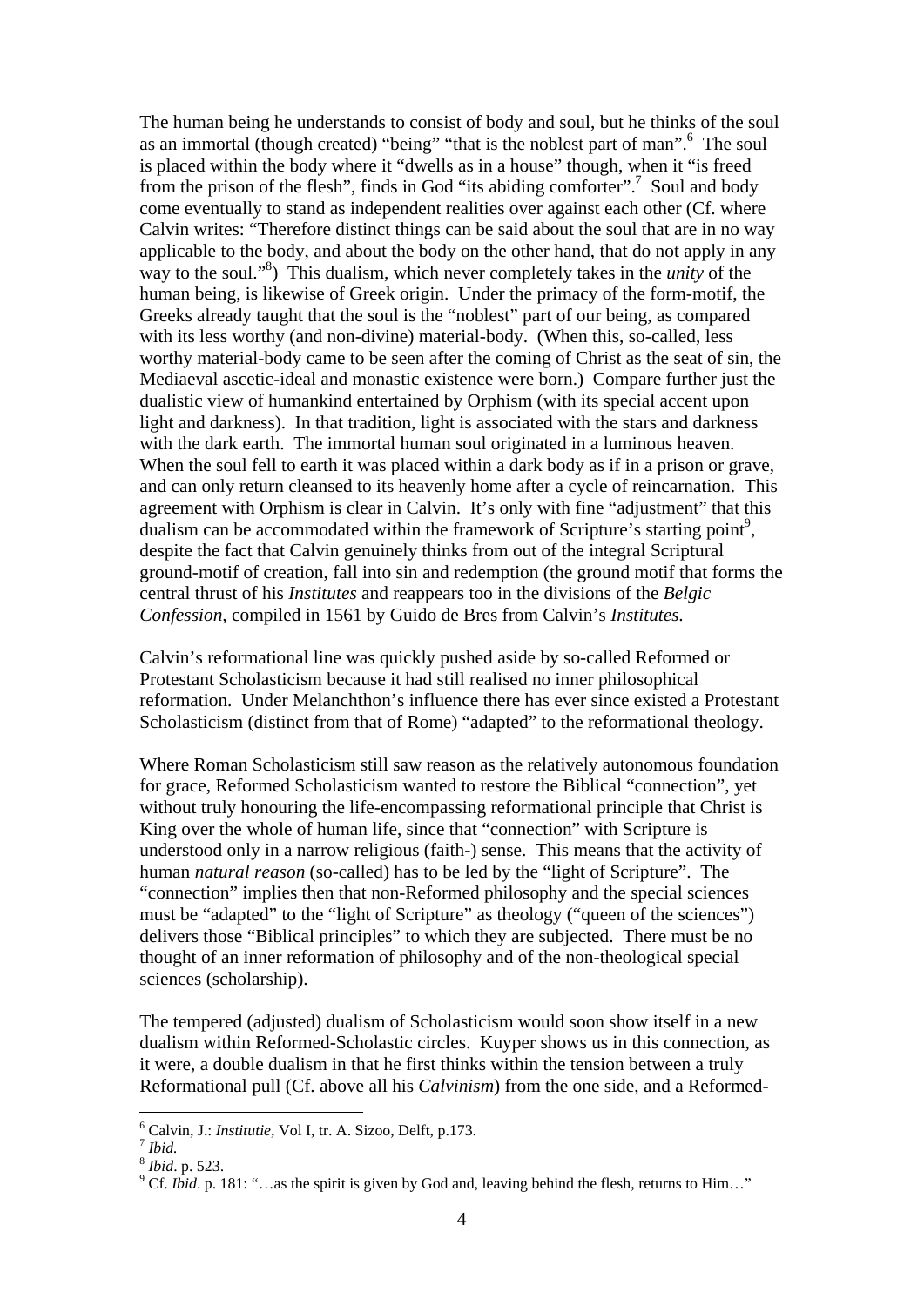The human being he understands to consist of body and soul, but he thinks of the soul as an immortal (though created) "being" "that is the noblest part of man".[6] The soul is placed within the body where it "dwells as in a house" though, when it "is freed from the prison of the flesh", finds in God "its abiding comforter".[7] Soul and body come eventually to stand as independent realities over against each other (Cf. where Calvin writes: "Therefore distinct things can be said about the soul that are in no way applicable to the body, and about the body on the other hand, that do not apply in any way to the soul."[8]) This dualism, which never completely takes in the *unity* of the human being, is likewise of Greek origin. Under the primacy of the form-motif, the Greeks already taught that the soul is the "noblest" part of our being, as compared with its less worthy (and non-divine) material-body. (When this, so-called, less worthy material-body came to be seen after the coming of Christ as the seat of sin, the Mediaeval ascetic-ideal and monastic existence were born.) Compare further just the dualistic view of humankind entertained by Orphism (with its special accent upon light and darkness). In that tradition, light is associated with the stars and darkness with the dark earth. The immortal human soul originated in a luminous heaven. When the soul fell to earth it was placed within a dark body as if in a prison or grave, and can only return cleansed to its heavenly home after a cycle of reincarnation. This agreement with Orphism is clear in Calvin. It's only with fine "adjustment" that this dualism can be accommodated within the framework of Scripture's starting point[9], despite the fact that Calvin genuinely thinks from out of the integral Scriptural ground-motif of creation, fall into sin and redemption (the ground motif that forms the central thrust of his *Institutes* and reappears too in the divisions of the *Belgic Confession*, compiled in 1561 by Guido de Bres from Calvin's *Institutes*.

Calvin's reformational line was quickly pushed aside by so-called Reformed or Protestant Scholasticism because it had still realised no inner philosophical reformation. Under Melanchthon's influence there has ever since existed a Protestant Scholasticism (distinct from that of Rome) "adapted" to the reformational theology.

Where Roman Scholasticism still saw reason as the relatively autonomous foundation for grace, Reformed Scholasticism wanted to restore the Biblical "connection", yet without truly honouring the life-encompassing reformational principle that Christ is King over the whole of human life, since that "connection" with Scripture is understood only in a narrow religious (faith-) sense. This means that the activity of human *natural reason* (so-called) has to be led by the "light of Scripture". The "connection" implies then that non-Reformed philosophy and the special sciences must be "adapted" to the "light of Scripture" as theology ("queen of the sciences") delivers those "Biblical principles" to which they are subjected. There must be no thought of an inner reformation of philosophy and of the non-theological special sciences (scholarship).

The tempered (adjusted) dualism of Scholasticism would soon show itself in a new dualism within Reformed-Scholastic circles. Kuyper shows us in this connection, as it were, a double dualism in that he first thinks within the tension between a truly Reformational pull (Cf. above all his *Calvinism*) from the one side, and a Reformed-

---

[6] Calvin, J.: *Institutie*, Vol I, tr. A. Sizoo, Delft, p.173.

[7] *Ibid.*

[8] *Ibid*. p. 523.

[9] Cf. *Ibid*. p. 181: "…as the spirit is given by God and, leaving behind the flesh, returns to Him…"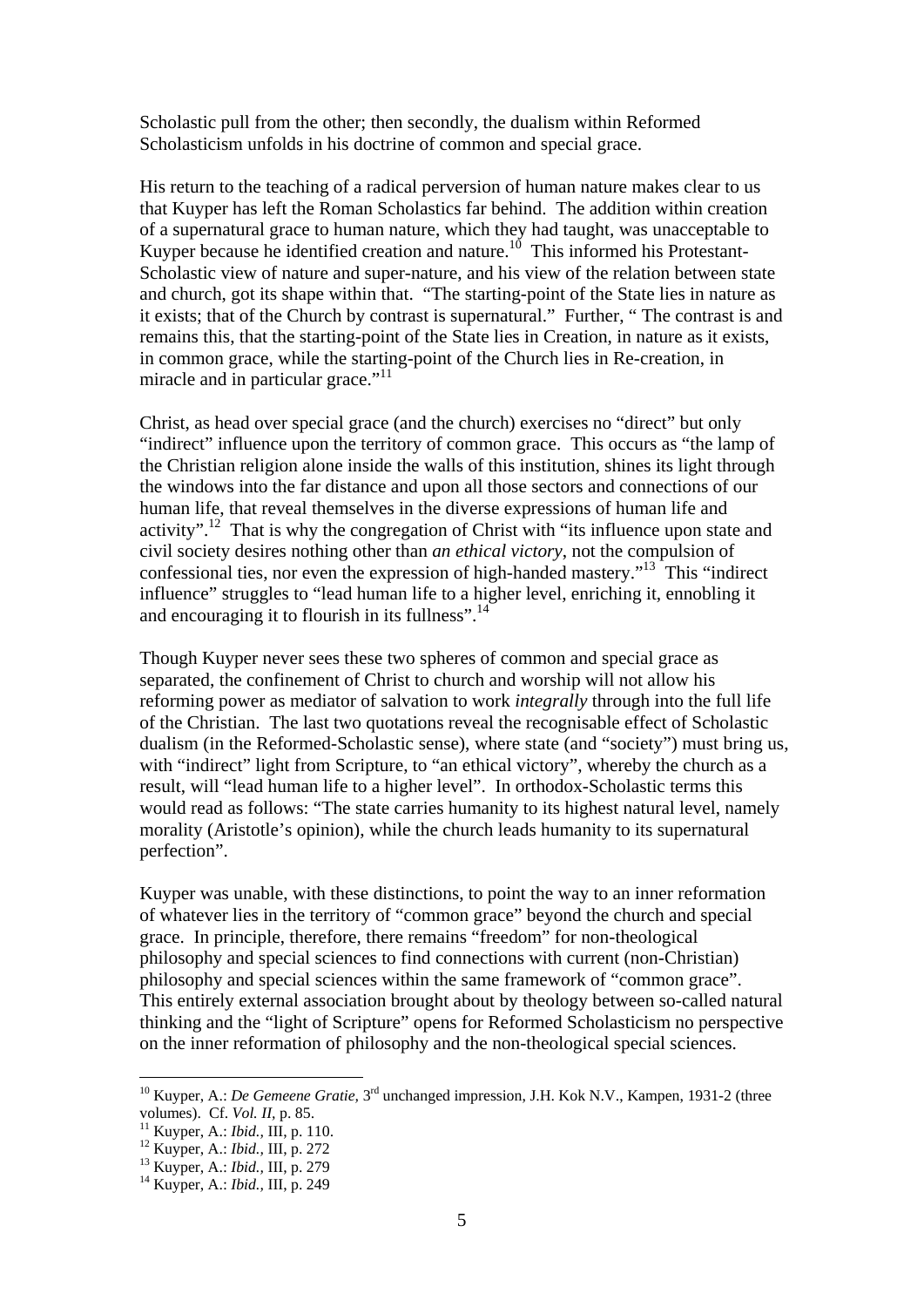Scholastic pull from the other; then secondly, the dualism within Reformed Scholasticism unfolds in his doctrine of common and special grace.

His return to the teaching of a radical perversion of human nature makes clear to us that Kuyper has left the Roman Scholastics far behind. The addition within creation of a supernatural grace to human nature, which they had taught, was unacceptable to Kuyper because he identified creation and nature.[10] This informed his Protestant-Scholastic view of nature and super-nature, and his view of the relation between state and church, got its shape within that. "The starting-point of the State lies in nature as it exists; that of the Church by contrast is supernatural." Further, " The contrast is and remains this, that the starting-point of the State lies in Creation, in nature as it exists, in common grace, while the starting-point of the Church lies in Re-creation, in miracle and in particular grace."[11]

Christ, as head over special grace (and the church) exercises no "direct" but only "indirect" influence upon the territory of common grace. This occurs as "the lamp of the Christian religion alone inside the walls of this institution, shines its light through the windows into the far distance and upon all those sectors and connections of our human life, that reveal themselves in the diverse expressions of human life and activity".[12] That is why the congregation of Christ with "its influence upon state and civil society desires nothing other than *an ethical victory*, not the compulsion of confessional ties, nor even the expression of high-handed mastery."[13] This "indirect influence" struggles to "lead human life to a higher level, enriching it, ennobling it and encouraging it to flourish in its fullness".[14]

Though Kuyper never sees these two spheres of common and special grace as separated, the confinement of Christ to church and worship will not allow his reforming power as mediator of salvation to work *integrally* through into the full life of the Christian. The last two quotations reveal the recognisable effect of Scholastic dualism (in the Reformed-Scholastic sense), where state (and "society") must bring us, with "indirect" light from Scripture, to "an ethical victory", whereby the church as a result, will "lead human life to a higher level". In orthodox-Scholastic terms this would read as follows: "The state carries humanity to its highest natural level, namely morality (Aristotle's opinion), while the church leads humanity to its supernatural perfection".

Kuyper was unable, with these distinctions, to point the way to an inner reformation of whatever lies in the territory of "common grace" beyond the church and special grace. In principle, therefore, there remains "freedom" for non-theological philosophy and special sciences to find connections with current (non-Christian) philosophy and special sciences within the same framework of "common grace". This entirely external association brought about by theology between so-called natural thinking and the "light of Scripture" opens for Reformed Scholasticism no perspective on the inner reformation of philosophy and the non-theological special sciences.

---

[10] Kuyper, A.: *De Gemeene Gratie,* 3rd unchanged impression, J.H. Kok N.V., Kampen, 1931-2 (three volumes). Cf. *Vol. II,* p. 85.

[11] Kuyper, A.: *Ibid.,* III, p. 110.

[12] Kuyper, A.: *Ibid.,* III, p. 272

[13] Kuyper, A.: *Ibid.,* III, p. 279

[14] Kuyper, A.: *Ibid.,* III, p. 249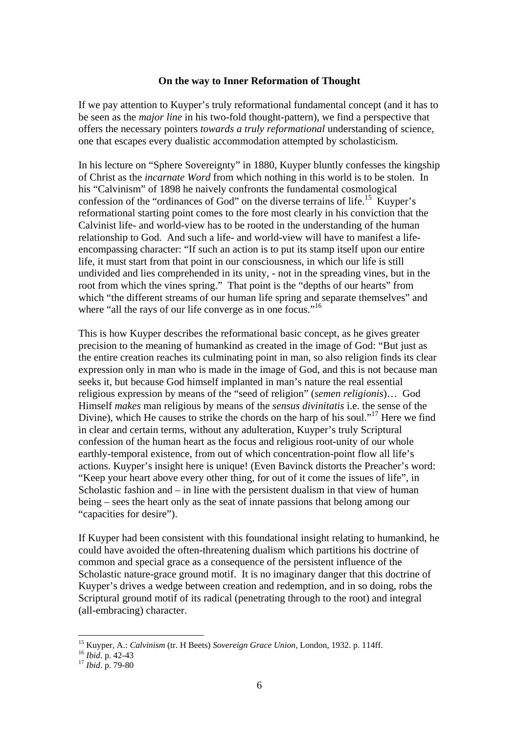## On the way to Inner Reformation of Thought

If we pay attention to Kuyper's truly reformational fundamental concept (and it has to be seen as the *major line* in his two-fold thought-pattern), we find a perspective that offers the necessary pointers *towards a truly reformational* understanding of science, one that escapes every dualistic accommodation attempted by scholasticism.

In his lecture on "Sphere Sovereignty" in 1880, Kuyper bluntly confesses the kingship of Christ as the *incarnate Word* from which nothing in this world is to be stolen. In his "Calvinism" of 1898 he naively confronts the fundamental cosmological confession of the "ordinances of God" on the diverse terrains of life.[15] Kuyper's reformational starting point comes to the fore most clearly in his conviction that the Calvinist life- and world-view has to be rooted in the understanding of the human relationship to God. And such a life- and world-view will have to manifest a life-encompassing character: "If such an action is to put its stamp itself upon our entire life, it must start from that point in our consciousness, in which our life is still undivided and lies comprehended in its unity, - not in the spreading vines, but in the root from which the vines spring." That point is the "depths of our hearts" from which "the different streams of our human life spring and separate themselves" and where "all the rays of our life converge as in one focus."[16]

This is how Kuyper describes the reformational basic concept, as he gives greater precision to the meaning of humankind as created in the image of God: "But just as the entire creation reaches its culminating point in man, so also religion finds its clear expression only in man who is made in the image of God, and this is not because man seeks it, but because God himself implanted in man's nature the real essential religious expression by means of the "seed of religion" (*semen religionis*)… God Himself *makes* man religious by means of the *sensus divinitatis* i.e. the sense of the Divine), which He causes to strike the chords on the harp of his soul."[17] Here we find in clear and certain terms, without any adulteration, Kuyper's truly Scriptural confession of the human heart as the focus and religious root-unity of our whole earthly-temporal existence, from out of which concentration-point flow all life's actions. Kuyper's insight here is unique! (Even Bavinck distorts the Preacher's word: "Keep your heart above every other thing, for out of it come the issues of life", in Scholastic fashion and – in line with the persistent dualism in that view of human being – sees the heart only as the seat of innate passions that belong among our "capacities for desire").

If Kuyper had been consistent with this foundational insight relating to humankind, he could have avoided the often-threatening dualism which partitions his doctrine of common and special grace as a consequence of the persistent influence of the Scholastic nature-grace ground motif. It is no imaginary danger that this doctrine of Kuyper's drives a wedge between creation and redemption, and in so doing, robs the Scriptural ground motif of its radical (penetrating through to the root) and integral (all-embracing) character.

---

[15] Kuyper, A.: *Calvinism* (tr. H Beets) *Sovereign Grace Union*, London, 1932. p. 114ff.

[16] *Ibid*. p. 42-43

[17] *Ibid*. p. 79-80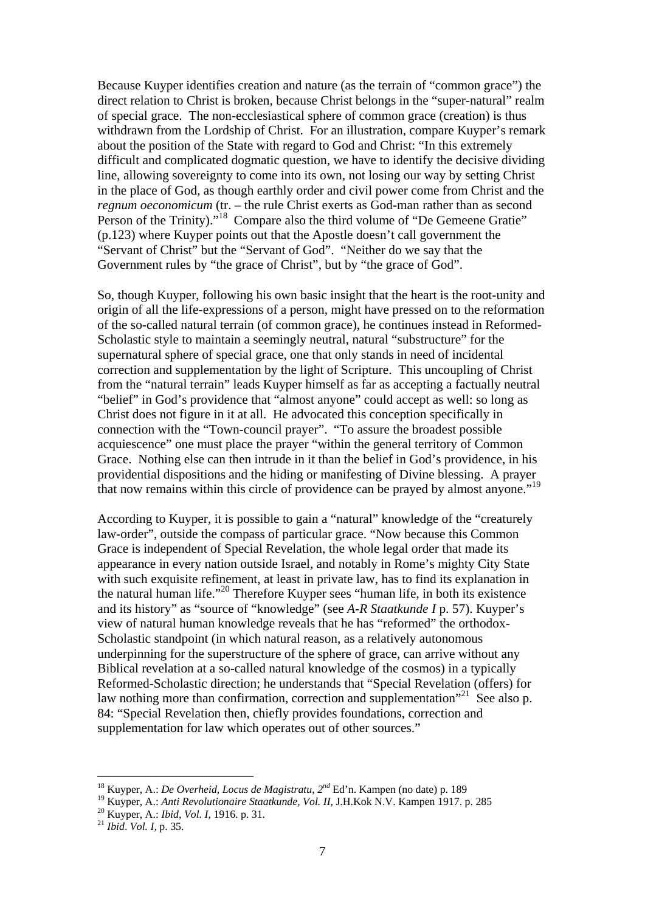Because Kuyper identifies creation and nature (as the terrain of "common grace") the direct relation to Christ is broken, because Christ belongs in the "super-natural" realm of special grace. The non-ecclesiastical sphere of common grace (creation) is thus withdrawn from the Lordship of Christ. For an illustration, compare Kuyper's remark about the position of the State with regard to God and Christ: "In this extremely difficult and complicated dogmatic question, we have to identify the decisive dividing line, allowing sovereignty to come into its own, not losing our way by setting Christ in the place of God, as though earthly order and civil power come from Christ and the *regnum oeconomicum* (tr. – the rule Christ exerts as God-man rather than as second Person of the Trinity)."[18] Compare also the third volume of "De Gemeene Gratie" (p.123) where Kuyper points out that the Apostle doesn't call government the "Servant of Christ" but the "Servant of God". "Neither do we say that the Government rules by "the grace of Christ", but by "the grace of God".

So, though Kuyper, following his own basic insight that the heart is the root-unity and origin of all the life-expressions of a person, might have pressed on to the reformation of the so-called natural terrain (of common grace), he continues instead in Reformed-Scholastic style to maintain a seemingly neutral, natural "substructure" for the supernatural sphere of special grace, one that only stands in need of incidental correction and supplementation by the light of Scripture. This uncoupling of Christ from the "natural terrain" leads Kuyper himself as far as accepting a factually neutral "belief" in God's providence that "almost anyone" could accept as well: so long as Christ does not figure in it at all. He advocated this conception specifically in connection with the "Town-council prayer". "To assure the broadest possible acquiescence" one must place the prayer "within the general territory of Common Grace. Nothing else can then intrude in it than the belief in God's providence, in his providential dispositions and the hiding or manifesting of Divine blessing. A prayer that now remains within this circle of providence can be prayed by almost anyone."[19]

According to Kuyper, it is possible to gain a "natural" knowledge of the "creaturely law-order", outside the compass of particular grace. "Now because this Common Grace is independent of Special Revelation, the whole legal order that made its appearance in every nation outside Israel, and notably in Rome's mighty City State with such exquisite refinement, at least in private law, has to find its explanation in the natural human life."[20] Therefore Kuyper sees "human life, in both its existence and its history" as "source of "knowledge" (see *A-R Staatkunde I* p. 57). Kuyper's view of natural human knowledge reveals that he has "reformed" the orthodox-Scholastic standpoint (in which natural reason, as a relatively autonomous underpinning for the superstructure of the sphere of grace, can arrive without any Biblical revelation at a so-called natural knowledge of the cosmos) in a typically Reformed-Scholastic direction; he understands that "Special Revelation (offers) for law nothing more than confirmation, correction and supplementation"[21] See also p. 84: "Special Revelation then, chiefly provides foundations, correction and supplementation for law which operates out of other sources."

---

[18] Kuyper, A.: *De Overheid, Locus de Magistratu, 2nd* Ed'n. Kampen (no date) p. 189

[19] Kuyper, A.: *Anti Revolutionaire Staatkunde, Vol. II,* J.H.Kok N.V. Kampen 1917. p. 285

[20] Kuyper, A.: *Ibid, Vol. I,* 1916. p. 31.

[21] *Ibid*. *Vol. I,* p. 35.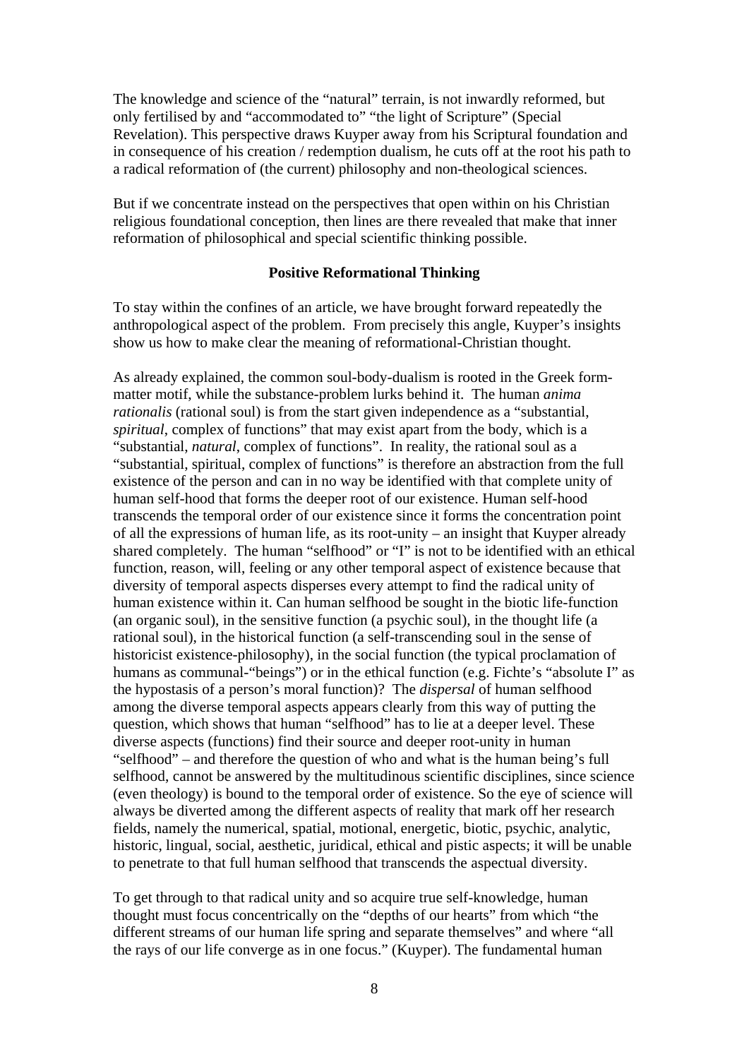The knowledge and science of the "natural" terrain, is not inwardly reformed, but only fertilised by and "accommodated to" "the light of Scripture" (Special Revelation). This perspective draws Kuyper away from his Scriptural foundation and in consequence of his creation / redemption dualism, he cuts off at the root his path to a radical reformation of (the current) philosophy and non-theological sciences.

But if we concentrate instead on the perspectives that open within on his Christian religious foundational conception, then lines are there revealed that make that inner reformation of philosophical and special scientific thinking possible.

**Positive Reformational Thinking**

To stay within the confines of an article, we have brought forward repeatedly the anthropological aspect of the problem. From precisely this angle, Kuyper's insights show us how to make clear the meaning of reformational-Christian thought.

As already explained, the common soul-body-dualism is rooted in the Greek form-matter motif, while the substance-problem lurks behind it. The human *anima rationalis* (rational soul) is from the start given independence as a "substantial, *spiritual*, complex of functions" that may exist apart from the body, which is a "substantial, *natural*, complex of functions". In reality, the rational soul as a "substantial, spiritual, complex of functions" is therefore an abstraction from the full existence of the person and can in no way be identified with that complete unity of human self-hood that forms the deeper root of our existence. Human self-hood transcends the temporal order of our existence since it forms the concentration point of all the expressions of human life, as its root-unity – an insight that Kuyper already shared completely. The human "selfhood" or "I" is not to be identified with an ethical function, reason, will, feeling or any other temporal aspect of existence because that diversity of temporal aspects disperses every attempt to find the radical unity of human existence within it. Can human selfhood be sought in the biotic life-function (an organic soul), in the sensitive function (a psychic soul), in the thought life (a rational soul), in the historical function (a self-transcending soul in the sense of historicist existence-philosophy), in the social function (the typical proclamation of humans as communal-"beings") or in the ethical function (e.g. Fichte's "absolute I" as the hypostasis of a person's moral function)? The *dispersal* of human selfhood among the diverse temporal aspects appears clearly from this way of putting the question, which shows that human "selfhood" has to lie at a deeper level. These diverse aspects (functions) find their source and deeper root-unity in human "selfhood" – and therefore the question of who and what is the human being's full selfhood, cannot be answered by the multitudinous scientific disciplines, since science (even theology) is bound to the temporal order of existence. So the eye of science will always be diverted among the different aspects of reality that mark off her research fields, namely the numerical, spatial, motional, energetic, biotic, psychic, analytic, historic, lingual, social, aesthetic, juridical, ethical and pistic aspects; it will be unable to penetrate to that full human selfhood that transcends the aspectual diversity.

To get through to that radical unity and so acquire true self-knowledge, human thought must focus concentrically on the "depths of our hearts" from which "the different streams of our human life spring and separate themselves" and where "all the rays of our life converge as in one focus." (Kuyper). The fundamental human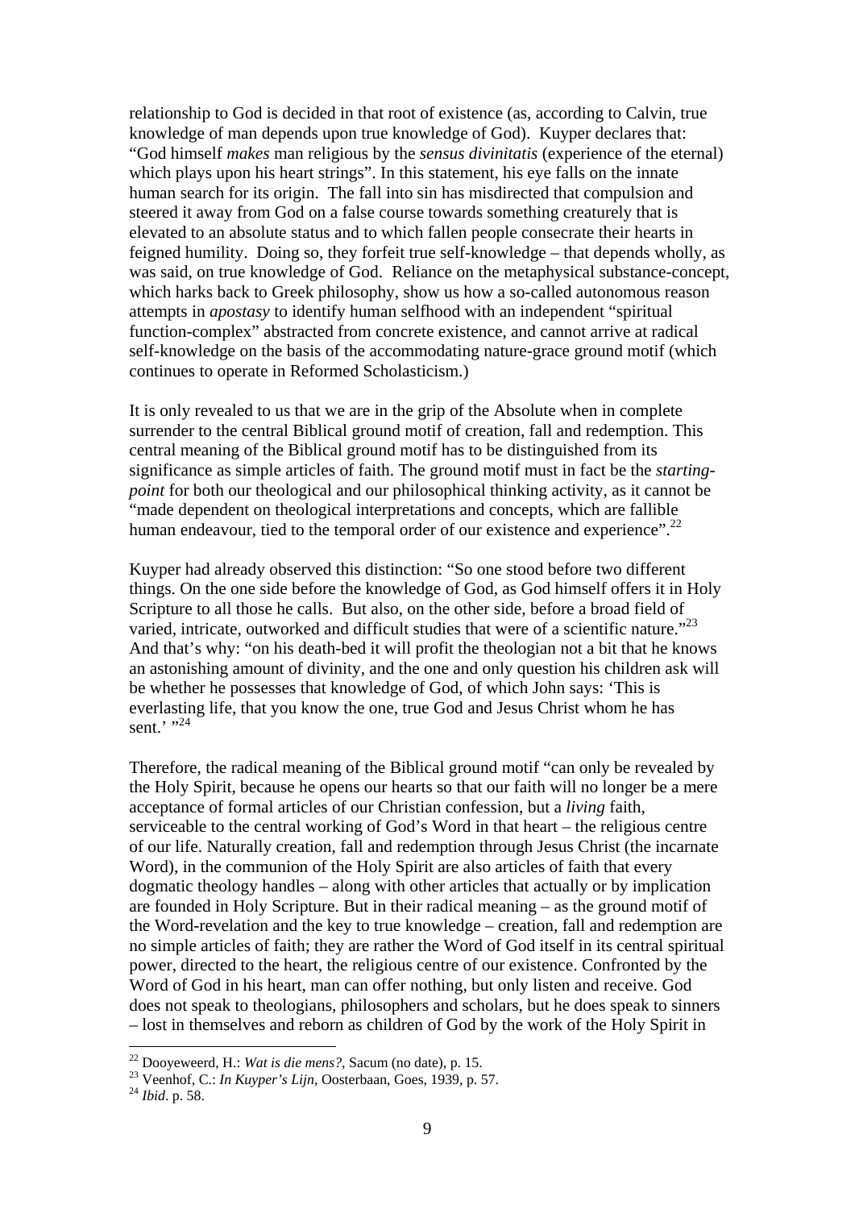relationship to God is decided in that root of existence (as, according to Calvin, true knowledge of man depends upon true knowledge of God). Kuyper declares that: "God himself *makes* man religious by the *sensus divinitatis* (experience of the eternal) which plays upon his heart strings". In this statement, his eye falls on the innate human search for its origin. The fall into sin has misdirected that compulsion and steered it away from God on a false course towards something creaturely that is elevated to an absolute status and to which fallen people consecrate their hearts in feigned humility. Doing so, they forfeit true self-knowledge – that depends wholly, as was said, on true knowledge of God. Reliance on the metaphysical substance-concept, which harks back to Greek philosophy, show us how a so-called autonomous reason attempts in *apostasy* to identify human selfhood with an independent "spiritual function-complex" abstracted from concrete existence, and cannot arrive at radical self-knowledge on the basis of the accommodating nature-grace ground motif (which continues to operate in Reformed Scholasticism.)

It is only revealed to us that we are in the grip of the Absolute when in complete surrender to the central Biblical ground motif of creation, fall and redemption. This central meaning of the Biblical ground motif has to be distinguished from its significance as simple articles of faith. The ground motif must in fact be the *starting-point* for both our theological and our philosophical thinking activity, as it cannot be "made dependent on theological interpretations and concepts, which are fallible human endeavour, tied to the temporal order of our existence and experience".[22]

Kuyper had already observed this distinction: "So one stood before two different things. On the one side before the knowledge of God, as God himself offers it in Holy Scripture to all those he calls. But also, on the other side, before a broad field of varied, intricate, outworked and difficult studies that were of a scientific nature."[23] And that's why: "on his death-bed it will profit the theologian not a bit that he knows an astonishing amount of divinity, and the one and only question his children ask will be whether he possesses that knowledge of God, of which John says: 'This is everlasting life, that you know the one, true God and Jesus Christ whom he has sent.' "[24]

Therefore, the radical meaning of the Biblical ground motif "can only be revealed by the Holy Spirit, because he opens our hearts so that our faith will no longer be a mere acceptance of formal articles of our Christian confession, but a *living* faith, serviceable to the central working of God's Word in that heart – the religious centre of our life. Naturally creation, fall and redemption through Jesus Christ (the incarnate Word), in the communion of the Holy Spirit are also articles of faith that every dogmatic theology handles – along with other articles that actually or by implication are founded in Holy Scripture. But in their radical meaning – as the ground motif of the Word-revelation and the key to true knowledge – creation, fall and redemption are no simple articles of faith; they are rather the Word of God itself in its central spiritual power, directed to the heart, the religious centre of our existence. Confronted by the Word of God in his heart, man can offer nothing, but only listen and receive. God does not speak to theologians, philosophers and scholars, but he does speak to sinners – lost in themselves and reborn as children of God by the work of the Holy Spirit in

---

[22] Dooyeweerd, H.: *Wat is die mens?*, Sacum (no date), p. 15.
[23] Veenhof, C.: *In Kuyper's Lijn*, Oosterbaan, Goes, 1939, p. 57.
[24] *Ibid*. p. 58.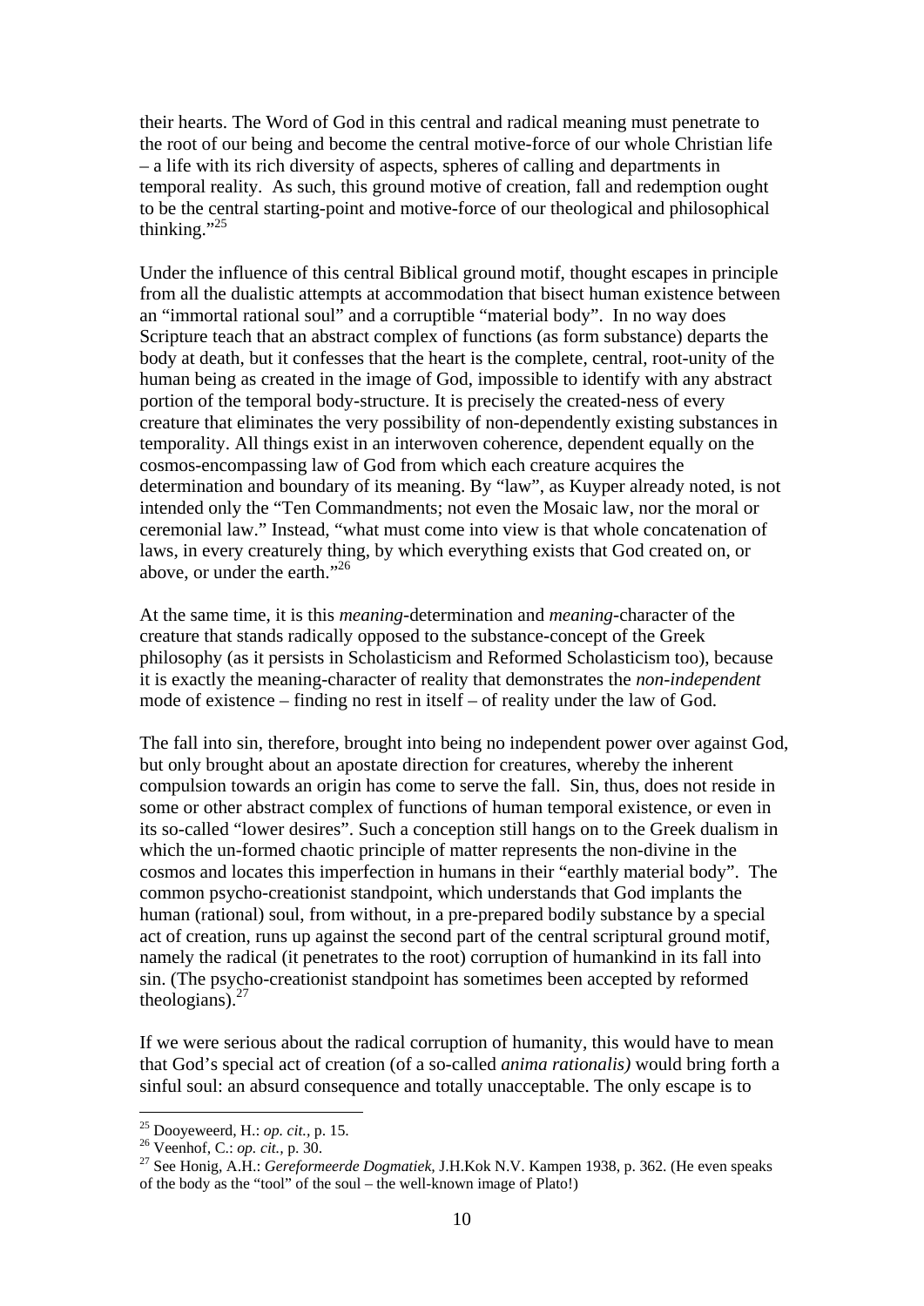their hearts. The Word of God in this central and radical meaning must penetrate to the root of our being and become the central motive-force of our whole Christian life – a life with its rich diversity of aspects, spheres of calling and departments in temporal reality. As such, this ground motive of creation, fall and redemption ought to be the central starting-point and motive-force of our theological and philosophical thinking."[25]

Under the influence of this central Biblical ground motif, thought escapes in principle from all the dualistic attempts at accommodation that bisect human existence between an "immortal rational soul" and a corruptible "material body". In no way does Scripture teach that an abstract complex of functions (as form substance) departs the body at death, but it confesses that the heart is the complete, central, root-unity of the human being as created in the image of God, impossible to identify with any abstract portion of the temporal body-structure. It is precisely the created-ness of every creature that eliminates the very possibility of non-dependently existing substances in temporality. All things exist in an interwoven coherence, dependent equally on the cosmos-encompassing law of God from which each creature acquires the determination and boundary of its meaning. By "law", as Kuyper already noted, is not intended only the "Ten Commandments; not even the Mosaic law, nor the moral or ceremonial law." Instead, "what must come into view is that whole concatenation of laws, in every creaturely thing, by which everything exists that God created on, or above, or under the earth."[26]

At the same time, it is this *meaning*-determination and *meaning*-character of the creature that stands radically opposed to the substance-concept of the Greek philosophy (as it persists in Scholasticism and Reformed Scholasticism too), because it is exactly the meaning-character of reality that demonstrates the *non-independent* mode of existence – finding no rest in itself – of reality under the law of God.

The fall into sin, therefore, brought into being no independent power over against God, but only brought about an apostate direction for creatures, whereby the inherent compulsion towards an origin has come to serve the fall. Sin, thus, does not reside in some or other abstract complex of functions of human temporal existence, or even in its so-called "lower desires". Such a conception still hangs on to the Greek dualism in which the un-formed chaotic principle of matter represents the non-divine in the cosmos and locates this imperfection in humans in their "earthly material body". The common psycho-creationist standpoint, which understands that God implants the human (rational) soul, from without, in a pre-prepared bodily substance by a special act of creation, runs up against the second part of the central scriptural ground motif, namely the radical (it penetrates to the root) corruption of humankind in its fall into sin. (The psycho-creationist standpoint has sometimes been accepted by reformed theologians).[27]

If we were serious about the radical corruption of humanity, this would have to mean that God's special act of creation (of a so-called *anima rationalis)* would bring forth a sinful soul: an absurd consequence and totally unacceptable. The only escape is to

---

[25] Dooyeweerd, H.: *op. cit.*, p. 15.

[26] Veenhof, C.: *op. cit.*, p. 30.

[27] See Honig, A.H.: *Gereformeerde Dogmatiek*, J.H.Kok N.V. Kampen 1938, p. 362. (He even speaks of the body as the "tool" of the soul – the well-known image of Plato!)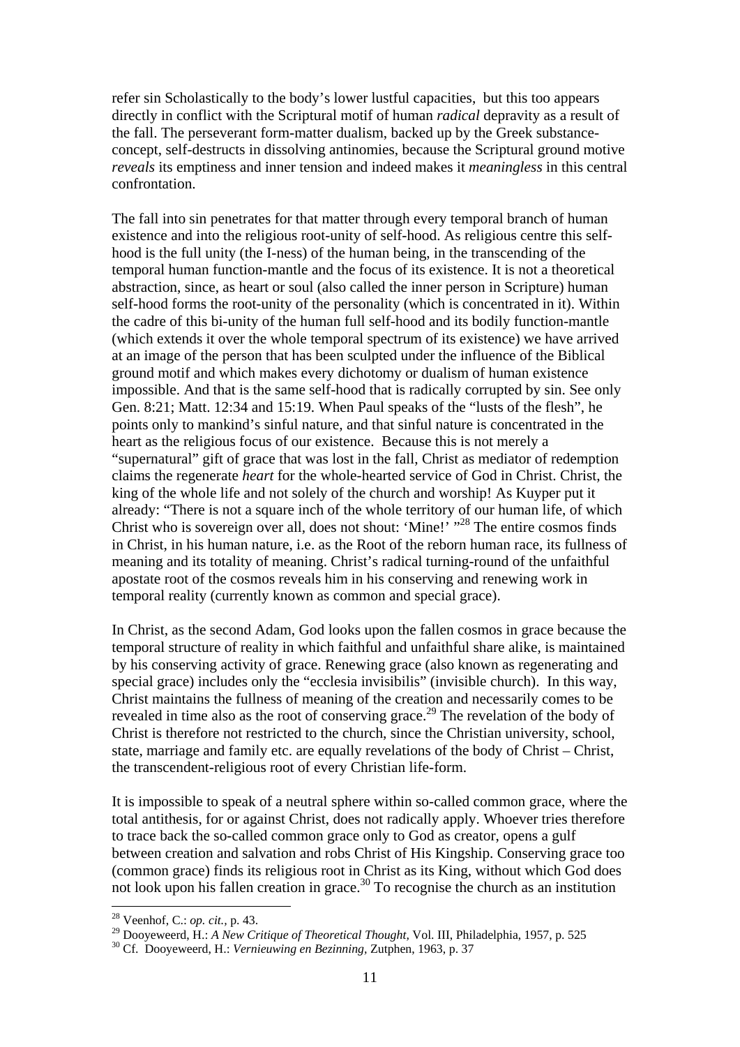refer sin Scholastically to the body's lower lustful capacities, but this too appears directly in conflict with the Scriptural motif of human *radical* depravity as a result of the fall. The perseverant form-matter dualism, backed up by the Greek substance-concept, self-destructs in dissolving antinomies, because the Scriptural ground motive *reveals* its emptiness and inner tension and indeed makes it *meaningless* in this central confrontation.

The fall into sin penetrates for that matter through every temporal branch of human existence and into the religious root-unity of self-hood. As religious centre this self-hood is the full unity (the I-ness) of the human being, in the transcending of the temporal human function-mantle and the focus of its existence. It is not a theoretical abstraction, since, as heart or soul (also called the inner person in Scripture) human self-hood forms the root-unity of the personality (which is concentrated in it). Within the cadre of this bi-unity of the human full self-hood and its bodily function-mantle (which extends it over the whole temporal spectrum of its existence) we have arrived at an image of the person that has been sculpted under the influence of the Biblical ground motif and which makes every dichotomy or dualism of human existence impossible. And that is the same self-hood that is radically corrupted by sin. See only Gen. 8:21; Matt. 12:34 and 15:19. When Paul speaks of the "lusts of the flesh", he points only to mankind's sinful nature, and that sinful nature is concentrated in the heart as the religious focus of our existence. Because this is not merely a "supernatural" gift of grace that was lost in the fall, Christ as mediator of redemption claims the regenerate *heart* for the whole-hearted service of God in Christ. Christ, the king of the whole life and not solely of the church and worship! As Kuyper put it already: "There is not a square inch of the whole territory of our human life, of which Christ who is sovereign over all, does not shout: 'Mine!' "[28] The entire cosmos finds in Christ, in his human nature, i.e. as the Root of the reborn human race, its fullness of meaning and its totality of meaning. Christ's radical turning-round of the unfaithful apostate root of the cosmos reveals him in his conserving and renewing work in temporal reality (currently known as common and special grace).

In Christ, as the second Adam, God looks upon the fallen cosmos in grace because the temporal structure of reality in which faithful and unfaithful share alike, is maintained by his conserving activity of grace. Renewing grace (also known as regenerating and special grace) includes only the "ecclesia invisibilis" (invisible church). In this way, Christ maintains the fullness of meaning of the creation and necessarily comes to be revealed in time also as the root of conserving grace.[29] The revelation of the body of Christ is therefore not restricted to the church, since the Christian university, school, state, marriage and family etc. are equally revelations of the body of Christ – Christ, the transcendent-religious root of every Christian life-form.

It is impossible to speak of a neutral sphere within so-called common grace, where the total antithesis, for or against Christ, does not radically apply. Whoever tries therefore to trace back the so-called common grace only to God as creator, opens a gulf between creation and salvation and robs Christ of His Kingship. Conserving grace too (common grace) finds its religious root in Christ as its King, without which God does not look upon his fallen creation in grace.[30] To recognise the church as an institution

---

[28] Veenhof, C.: *op. cit.*, p. 43.

[29] Dooyeweerd, H.: *A New Critique of Theoretical Thought*, Vol. III, Philadelphia, 1957, p. 525

[30] Cf. Dooyeweerd, H.: *Vernieuwing en Bezinning*, Zutphen, 1963, p. 37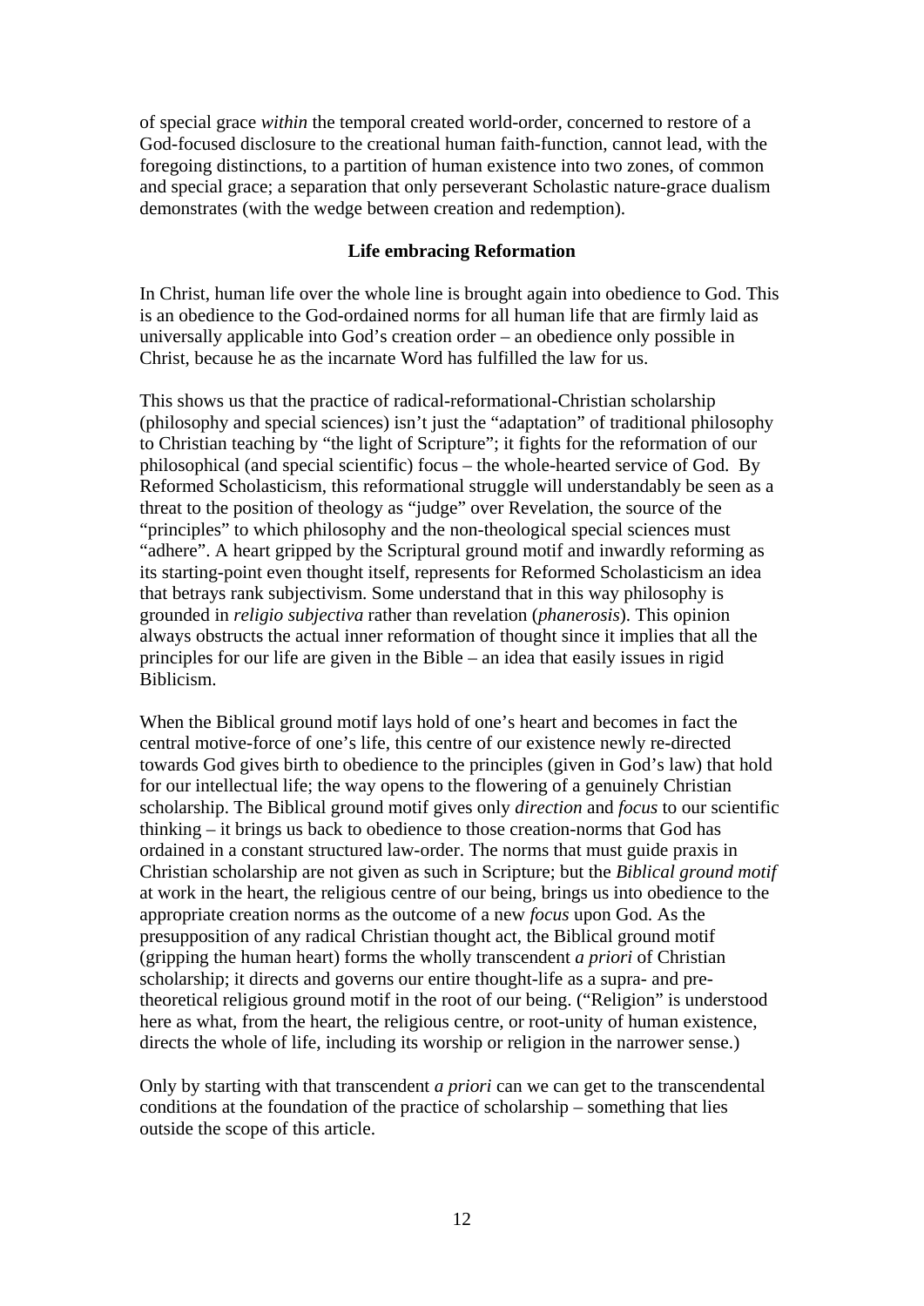of special grace *within* the temporal created world-order, concerned to restore of a God-focused disclosure to the creational human faith-function, cannot lead, with the foregoing distinctions, to a partition of human existence into two zones, of common and special grace; a separation that only perseverant Scholastic nature-grace dualism demonstrates (with the wedge between creation and redemption).

### Life embracing Reformation

In Christ, human life over the whole line is brought again into obedience to God. This is an obedience to the God-ordained norms for all human life that are firmly laid as universally applicable into God's creation order – an obedience only possible in Christ, because he as the incarnate Word has fulfilled the law for us.

This shows us that the practice of radical-reformational-Christian scholarship (philosophy and special sciences) isn't just the "adaptation" of traditional philosophy to Christian teaching by "the light of Scripture"; it fights for the reformation of our philosophical (and special scientific) focus – the whole-hearted service of God. By Reformed Scholasticism, this reformational struggle will understandably be seen as a threat to the position of theology as "judge" over Revelation, the source of the "principles" to which philosophy and the non-theological special sciences must "adhere". A heart gripped by the Scriptural ground motif and inwardly reforming as its starting-point even thought itself, represents for Reformed Scholasticism an idea that betrays rank subjectivism. Some understand that in this way philosophy is grounded in *religio subjectiva* rather than revelation (*phanerosis*). This opinion always obstructs the actual inner reformation of thought since it implies that all the principles for our life are given in the Bible – an idea that easily issues in rigid Biblicism.

When the Biblical ground motif lays hold of one's heart and becomes in fact the central motive-force of one's life, this centre of our existence newly re-directed towards God gives birth to obedience to the principles (given in God's law) that hold for our intellectual life; the way opens to the flowering of a genuinely Christian scholarship. The Biblical ground motif gives only *direction* and *focus* to our scientific thinking – it brings us back to obedience to those creation-norms that God has ordained in a constant structured law-order. The norms that must guide praxis in Christian scholarship are not given as such in Scripture; but the *Biblical ground motif* at work in the heart, the religious centre of our being, brings us into obedience to the appropriate creation norms as the outcome of a new *focus* upon God. As the presupposition of any radical Christian thought act, the Biblical ground motif (gripping the human heart) forms the wholly transcendent *a priori* of Christian scholarship; it directs and governs our entire thought-life as a supra- and pre-theoretical religious ground motif in the root of our being. ("Religion" is understood here as what, from the heart, the religious centre, or root-unity of human existence, directs the whole of life, including its worship or religion in the narrower sense.)

Only by starting with that transcendent *a priori* can we can get to the transcendental conditions at the foundation of the practice of scholarship – something that lies outside the scope of this article.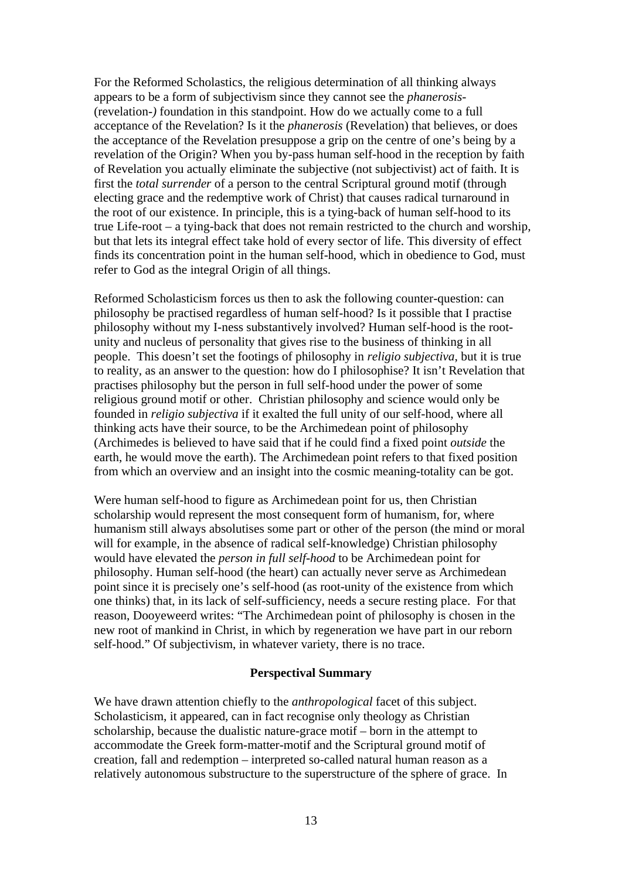For the Reformed Scholastics, the religious determination of all thinking always appears to be a form of subjectivism since they cannot see the *phanerosis-* (revelation-*)* foundation in this standpoint. How do we actually come to a full acceptance of the Revelation? Is it the *phanerosis* (Revelation) that believes, or does the acceptance of the Revelation presuppose a grip on the centre of one's being by a revelation of the Origin? When you by-pass human self-hood in the reception by faith of Revelation you actually eliminate the subjective (not subjectivist) act of faith. It is first the *total surrender* of a person to the central Scriptural ground motif (through electing grace and the redemptive work of Christ) that causes radical turnaround in the root of our existence. In principle, this is a tying-back of human self-hood to its true Life-root – a tying-back that does not remain restricted to the church and worship, but that lets its integral effect take hold of every sector of life. This diversity of effect finds its concentration point in the human self-hood, which in obedience to God, must refer to God as the integral Origin of all things.

Reformed Scholasticism forces us then to ask the following counter-question: can philosophy be practised regardless of human self-hood? Is it possible that I practise philosophy without my I-ness substantively involved? Human self-hood is the root-unity and nucleus of personality that gives rise to the business of thinking in all people. This doesn't set the footings of philosophy in *religio subjectiva*, but it is true to reality, as an answer to the question: how do I philosophise? It isn't Revelation that practises philosophy but the person in full self-hood under the power of some religious ground motif or other. Christian philosophy and science would only be founded in *religio subjectiva* if it exalted the full unity of our self-hood, where all thinking acts have their source, to be the Archimedean point of philosophy (Archimedes is believed to have said that if he could find a fixed point *outside* the earth, he would move the earth). The Archimedean point refers to that fixed position from which an overview and an insight into the cosmic meaning-totality can be got.

Were human self-hood to figure as Archimedean point for us, then Christian scholarship would represent the most consequent form of humanism, for, where humanism still always absolutises some part or other of the person (the mind or moral will for example, in the absence of radical self-knowledge) Christian philosophy would have elevated the *person in full self-hood* to be Archimedean point for philosophy. Human self-hood (the heart) can actually never serve as Archimedean point since it is precisely one's self-hood (as root-unity of the existence from which one thinks) that, in its lack of self-sufficiency, needs a secure resting place. For that reason, Dooyeweerd writes: "The Archimedean point of philosophy is chosen in the new root of mankind in Christ, in which by regeneration we have part in our reborn self-hood." Of subjectivism, in whatever variety, there is no trace.

**Perspectival Summary**

We have drawn attention chiefly to the *anthropological* facet of this subject. Scholasticism, it appeared, can in fact recognise only theology as Christian scholarship, because the dualistic nature-grace motif – born in the attempt to accommodate the Greek form-matter-motif and the Scriptural ground motif of creation, fall and redemption – interpreted so-called natural human reason as a relatively autonomous substructure to the superstructure of the sphere of grace. In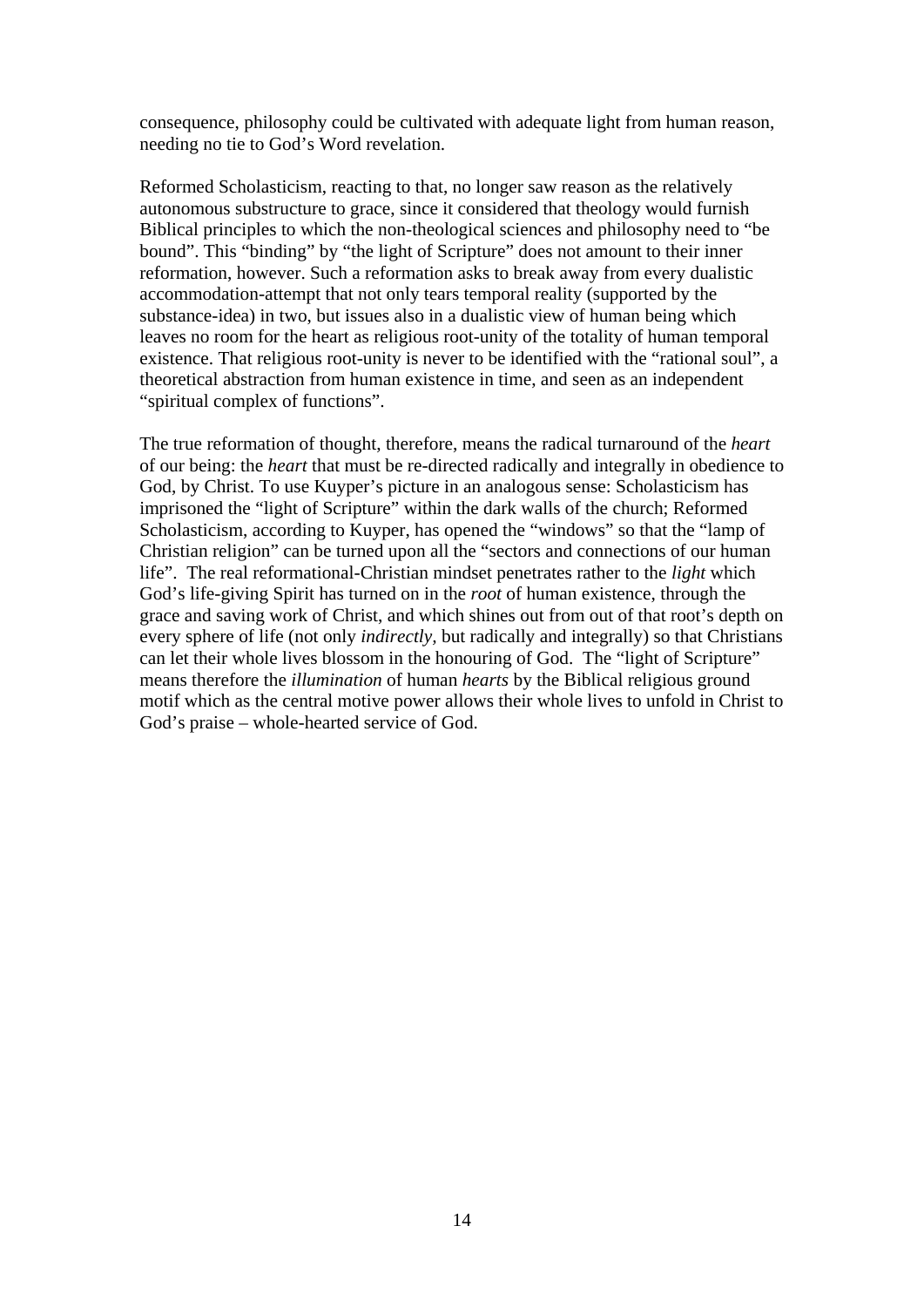consequence, philosophy could be cultivated with adequate light from human reason, needing no tie to God's Word revelation.

Reformed Scholasticism, reacting to that, no longer saw reason as the relatively autonomous substructure to grace, since it considered that theology would furnish Biblical principles to which the non-theological sciences and philosophy need to "be bound". This "binding" by "the light of Scripture" does not amount to their inner reformation, however. Such a reformation asks to break away from every dualistic accommodation-attempt that not only tears temporal reality (supported by the substance-idea) in two, but issues also in a dualistic view of human being which leaves no room for the heart as religious root-unity of the totality of human temporal existence. That religious root-unity is never to be identified with the "rational soul", a theoretical abstraction from human existence in time, and seen as an independent "spiritual complex of functions".

The true reformation of thought, therefore, means the radical turnaround of the *heart* of our being: the *heart* that must be re-directed radically and integrally in obedience to God, by Christ. To use Kuyper's picture in an analogous sense: Scholasticism has imprisoned the "light of Scripture" within the dark walls of the church; Reformed Scholasticism, according to Kuyper, has opened the "windows" so that the "lamp of Christian religion" can be turned upon all the "sectors and connections of our human life". The real reformational-Christian mindset penetrates rather to the *light* which God's life-giving Spirit has turned on in the *root* of human existence, through the grace and saving work of Christ, and which shines out from out of that root's depth on every sphere of life (not only *indirectly*, but radically and integrally) so that Christians can let their whole lives blossom in the honouring of God. The "light of Scripture" means therefore the *illumination* of human *hearts* by the Biblical religious ground motif which as the central motive power allows their whole lives to unfold in Christ to God's praise – whole-hearted service of God.